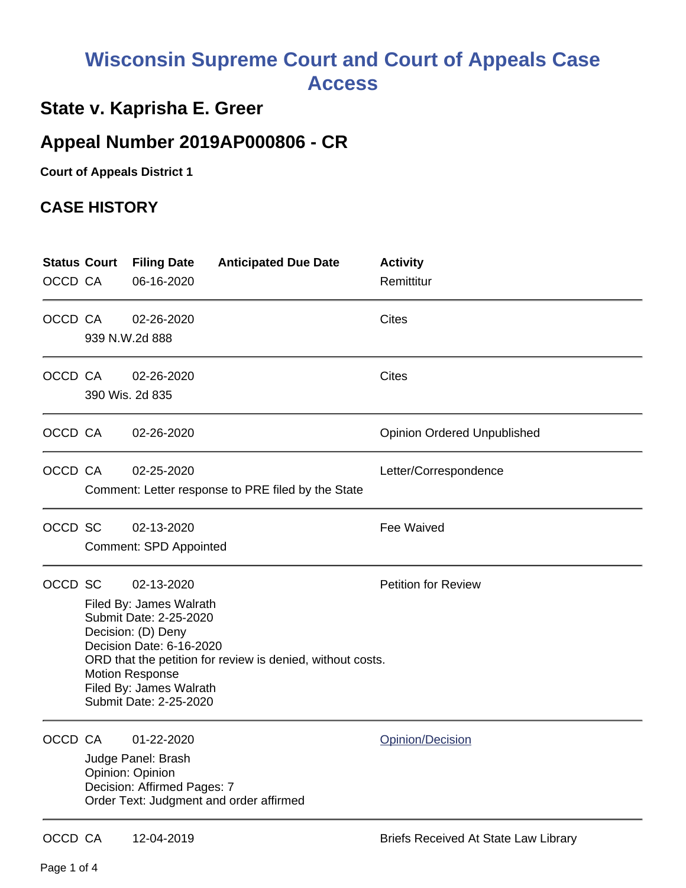# Wisconsin Supreme Court and Court of Appeals Case Access

## State v. Kaprisha E. Greer

## Appeal Number 2019AP000806 - CR

**Court of Appeals District 1**

## CASE HISTORY

| Status | Court | Filing Date | Anticipated Due Date | Activity |
|---|---|---|---|---|
| OCCD | CA | 06-16-2020 | | Remittitur |
| OCCD | CA | 02-26-2020<br>939 N.W.2d 888 | | Cites |
| OCCD | CA | 02-26-2020<br>390 Wis. 2d 835 | | Cites |
| OCCD | CA | 02-26-2020 | | Opinion Ordered Unpublished |
| OCCD | CA | 02-25-2020<br>Comment: Letter response to PRE filed by the State | | Letter/Correspondence |
| OCCD | SC | 02-13-2020<br>Comment: SPD Appointed | | Fee Waived |
| OCCD | SC | 02-13-2020<br>Filed By: James Walrath<br>Submit Date: 2-25-2020<br>Decision: (D) Deny<br>Decision Date: 6-16-2020<br>ORD that the petition for review is denied, without costs.<br>Motion Response<br>Filed By: James Walrath<br>Submit Date: 2-25-2020 | | Petition for Review |
| OCCD | CA | 01-22-2020<br>Judge Panel: Brash<br>Opinion: Opinion<br>Decision: Affirmed Pages: 7<br>Order Text: Judgment and order affirmed | | Opinion/Decision |
| OCCD | CA | 12-04-2019 | | Briefs Received At State Law Library |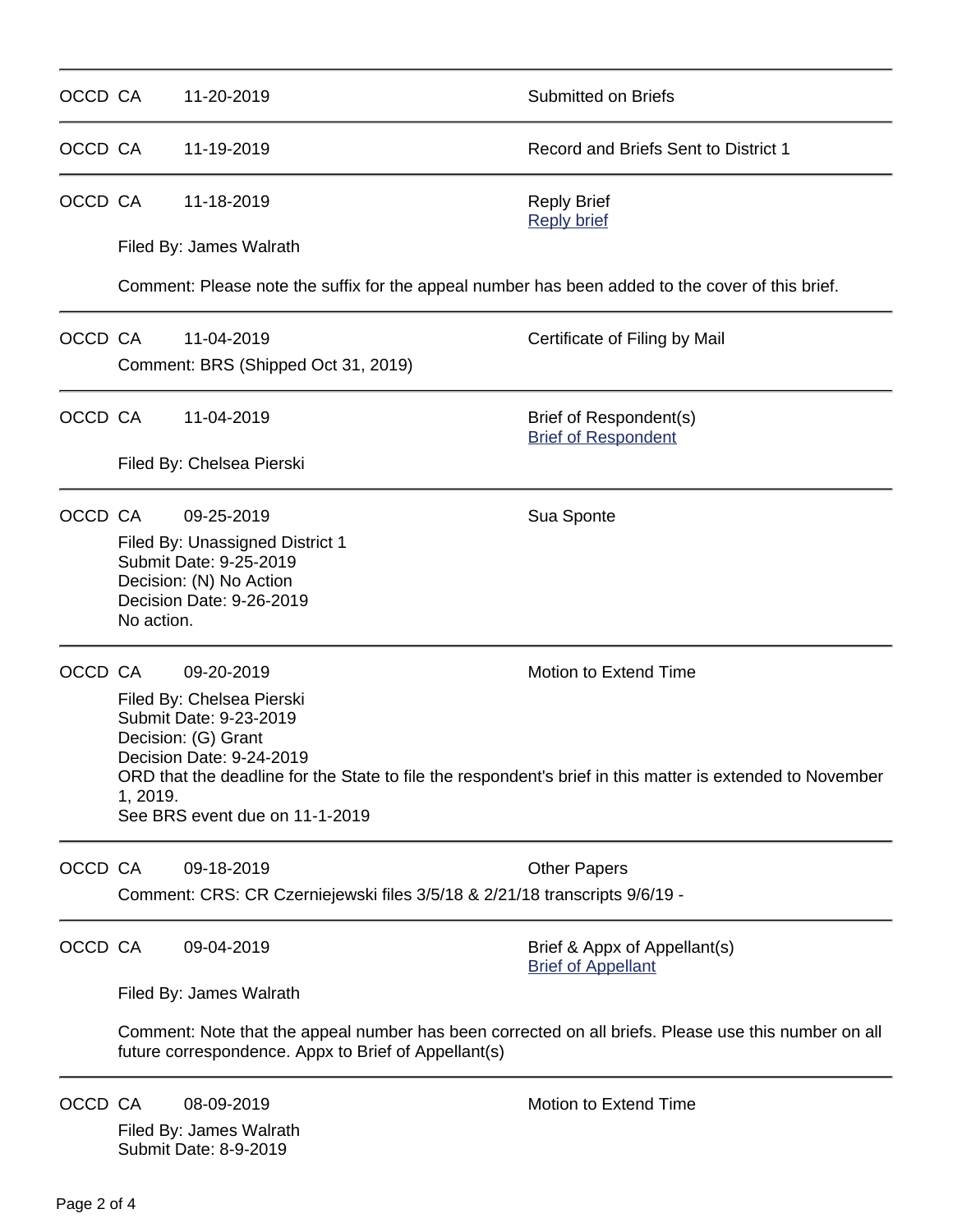---

OCCD CA 11-20-2019 Submitted on Briefs

---

OCCD CA 11-19-2019 Record and Briefs Sent to District 1

---

OCCD CA 11-18-2019 Reply Brief
[Reply brief]

Filed By: James Walrath

Comment: Please note the suffix for the appeal number has been added to the cover of this brief.

---

OCCD CA 11-04-2019 Certificate of Filing by Mail

Comment: BRS (Shipped Oct 31, 2019)

---

OCCD CA 11-04-2019 Brief of Respondent(s)
[Brief of Respondent]

Filed By: Chelsea Pierski

---

OCCD CA 09-25-2019 Sua Sponte

Filed By: Unassigned District 1
Submit Date: 9-25-2019
Decision: (N) No Action
Decision Date: 9-26-2019
No action.

---

OCCD CA 09-20-2019 Motion to Extend Time

Filed By: Chelsea Pierski
Submit Date: 9-23-2019
Decision: (G) Grant
Decision Date: 9-24-2019
ORD that the deadline for the State to file the respondent's brief in this matter is extended to November 1, 2019.
See BRS event due on 11-1-2019

---

OCCD CA 09-18-2019 Other Papers

Comment: CRS: CR Czerniejewski files 3/5/18 & 2/21/18 transcripts 9/6/19 -

---

OCCD CA 09-04-2019 Brief & Appx of Appellant(s)
[Brief of Appellant]

Filed By: James Walrath

Comment: Note that the appeal number has been corrected on all briefs. Please use this number on all future correspondence. Appx to Brief of Appellant(s)

---

OCCD CA 08-09-2019 Motion to Extend Time

Filed By: James Walrath
Submit Date: 8-9-2019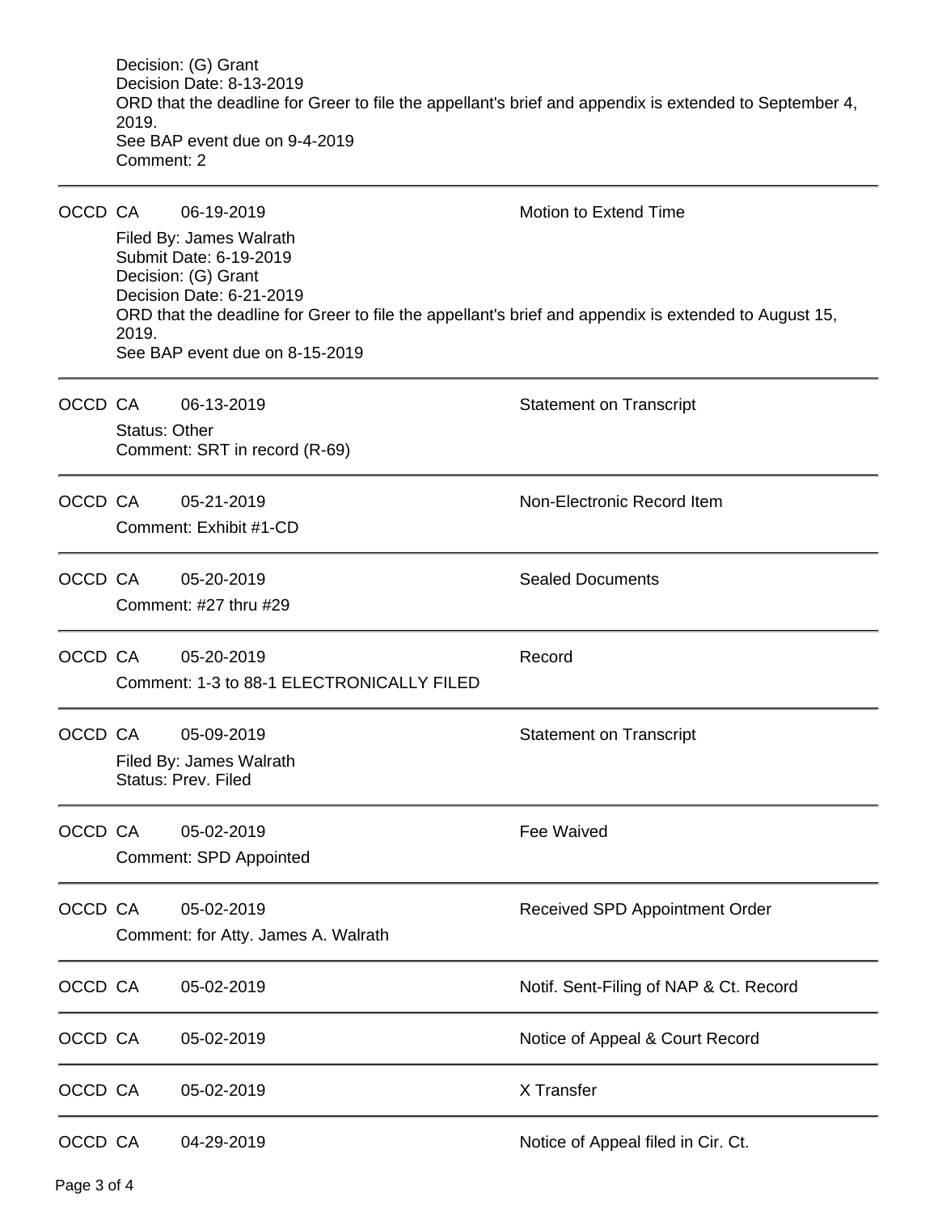Decision: (G) Grant
Decision Date: 8-13-2019
ORD that the deadline for Greer to file the appellant's brief and appendix is extended to September 4, 2019.
See BAP event due on 9-4-2019
Comment: 2

---

OCCD CA 06-19-2019 Motion to Extend Time

Filed By: James Walrath
Submit Date: 6-19-2019
Decision: (G) Grant
Decision Date: 6-21-2019
ORD that the deadline for Greer to file the appellant's brief and appendix is extended to August 15, 2019.
See BAP event due on 8-15-2019

---

OCCD CA 06-13-2019 Statement on Transcript

Status: Other
Comment: SRT in record (R-69)

---

OCCD CA 05-21-2019 Non-Electronic Record Item

Comment: Exhibit #1-CD

---

OCCD CA 05-20-2019 Sealed Documents

Comment: #27 thru #29

---

OCCD CA 05-20-2019 Record

Comment: 1-3 to 88-1 ELECTRONICALLY FILED

---

OCCD CA 05-09-2019 Statement on Transcript

Filed By: James Walrath
Status: Prev. Filed

---

OCCD CA 05-02-2019 Fee Waived

Comment: SPD Appointed

---

OCCD CA 05-02-2019 Received SPD Appointment Order

Comment: for Atty. James A. Walrath

---

OCCD CA 05-02-2019 Notif. Sent-Filing of NAP & Ct. Record

---

OCCD CA 05-02-2019 Notice of Appeal & Court Record

---

OCCD CA 05-02-2019 X Transfer

---

OCCD CA 04-29-2019 Notice of Appeal filed in Cir. Ct.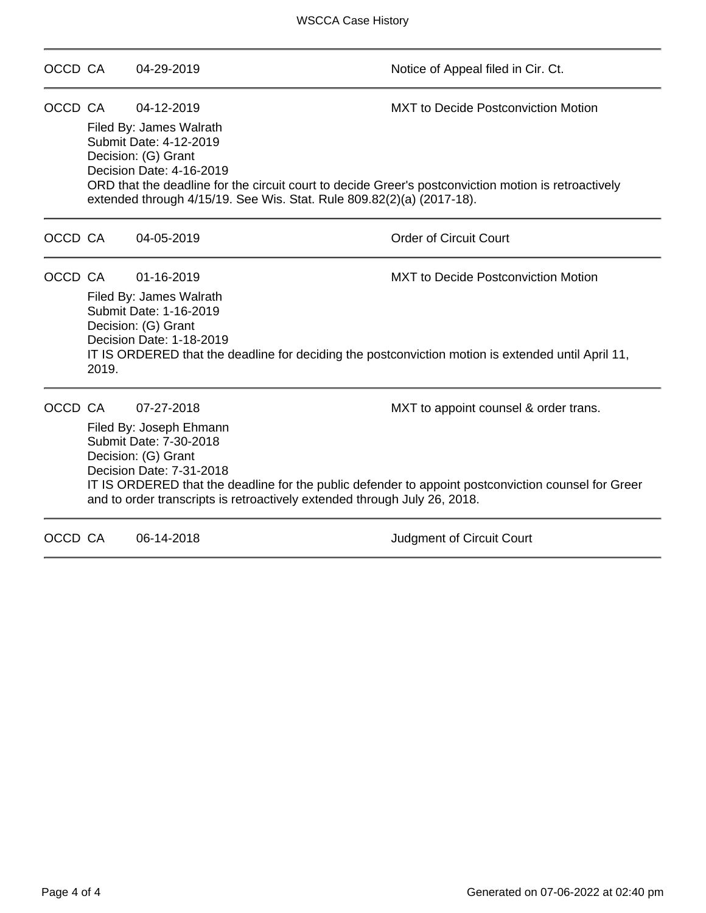| | | | |
|---|---|---|---|
| OCCD | CA | 04-29-2019 | Notice of Appeal filed in Cir. Ct. |

OCCD CA 04-12-2019 — MXT to Decide Postconviction Motion

Filed By: James Walrath
Submit Date: 4-12-2019
Decision: (G) Grant
Decision Date: 4-16-2019
ORD that the deadline for the circuit court to decide Greer's postconviction motion is retroactively extended through 4/15/19. See Wis. Stat. Rule 809.82(2)(a) (2017-18).

| | | | |
|---|---|---|---|
| OCCD | CA | 04-05-2019 | Order of Circuit Court |

OCCD CA 01-16-2019 — MXT to Decide Postconviction Motion

Filed By: James Walrath
Submit Date: 1-16-2019
Decision: (G) Grant
Decision Date: 1-18-2019
IT IS ORDERED that the deadline for deciding the postconviction motion is extended until April 11, 2019.

OCCD CA 07-27-2018 — MXT to appoint counsel & order trans.

Filed By: Joseph Ehmann
Submit Date: 7-30-2018
Decision: (G) Grant
Decision Date: 7-31-2018
IT IS ORDERED that the deadline for the public defender to appoint postconviction counsel for Greer and to order transcripts is retroactively extended through July 26, 2018.

| | | | |
|---|---|---|---|
| OCCD | CA | 06-14-2018 | Judgment of Circuit Court |